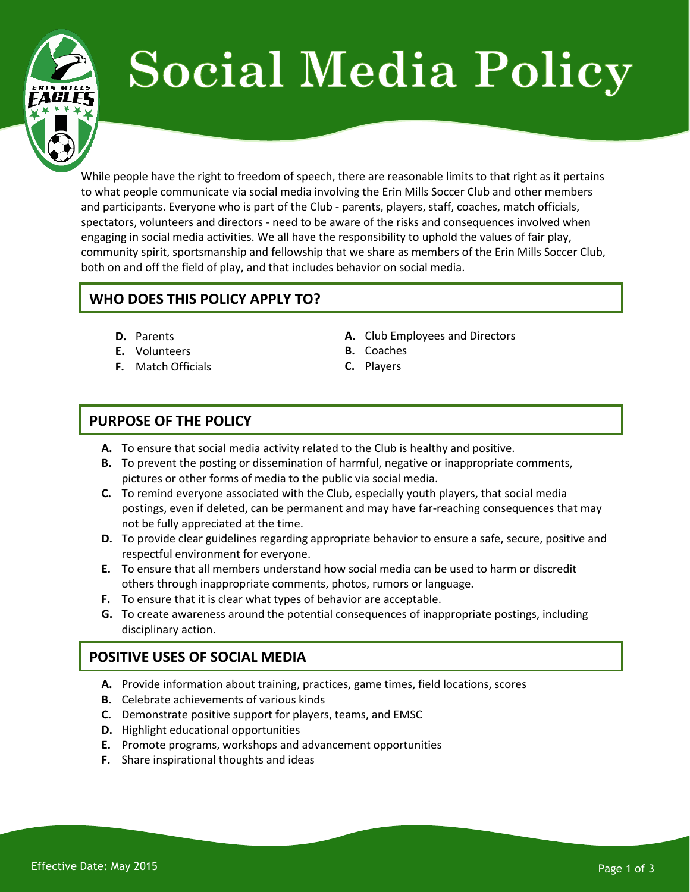# Social Media Policy

While people have the right to freedom of speech, there are reasonable limits to that right as it pertains to what people communicate via social media involving the Erin Mills Soccer Club and other members and participants. Everyone who is part of the Club - parents, players, staff, coaches, match officials, spectators, volunteers and directors - need to be aware of the risks and consequences involved when engaging in social media activities. We all have the responsibility to uphold the values of fair play, community spirit, sportsmanship and fellowship that we share as members of the Erin Mills Soccer Club, both on and off the field of play, and that includes behavior on social media.

## WHO DOES THIS POLICY APPLY TO?

- **A.** Club Employees and Directors
- **B.** Coaches
- **C.** Players
- **D.** Parents
- **E.** Volunteers
- **F.** Match Officials

## PURPOSE OF THE POLICY

- **A.** To ensure that social media activity related to the Club is healthy and positive.
- **B.** To prevent the posting or dissemination of harmful, negative or inappropriate comments, pictures or other forms of media to the public via social media.
- **C.** To remind everyone associated with the Club, especially youth players, that social media postings, even if deleted, can be permanent and may have far-reaching consequences that may not be fully appreciated at the time.
- **D.** To provide clear guidelines regarding appropriate behavior to ensure a safe, secure, positive and respectful environment for everyone.
- **E.** To ensure that all members understand how social media can be used to harm or discredit others through inappropriate comments, photos, rumors or language.
- **F.** To ensure that it is clear what types of behavior are acceptable.
- **G.** To create awareness around the potential consequences of inappropriate postings, including disciplinary action.

## POSITIVE USES OF SOCIAL MEDIA

- **A.** Provide information about training, practices, game times, field locations, scores
- **B.** Celebrate achievements of various kinds
- **C.** Demonstrate positive support for players, teams, and EMSC
- **D.** Highlight educational opportunities
- **E.** Promote programs, workshops and advancement opportunities
- **F.** Share inspirational thoughts and ideas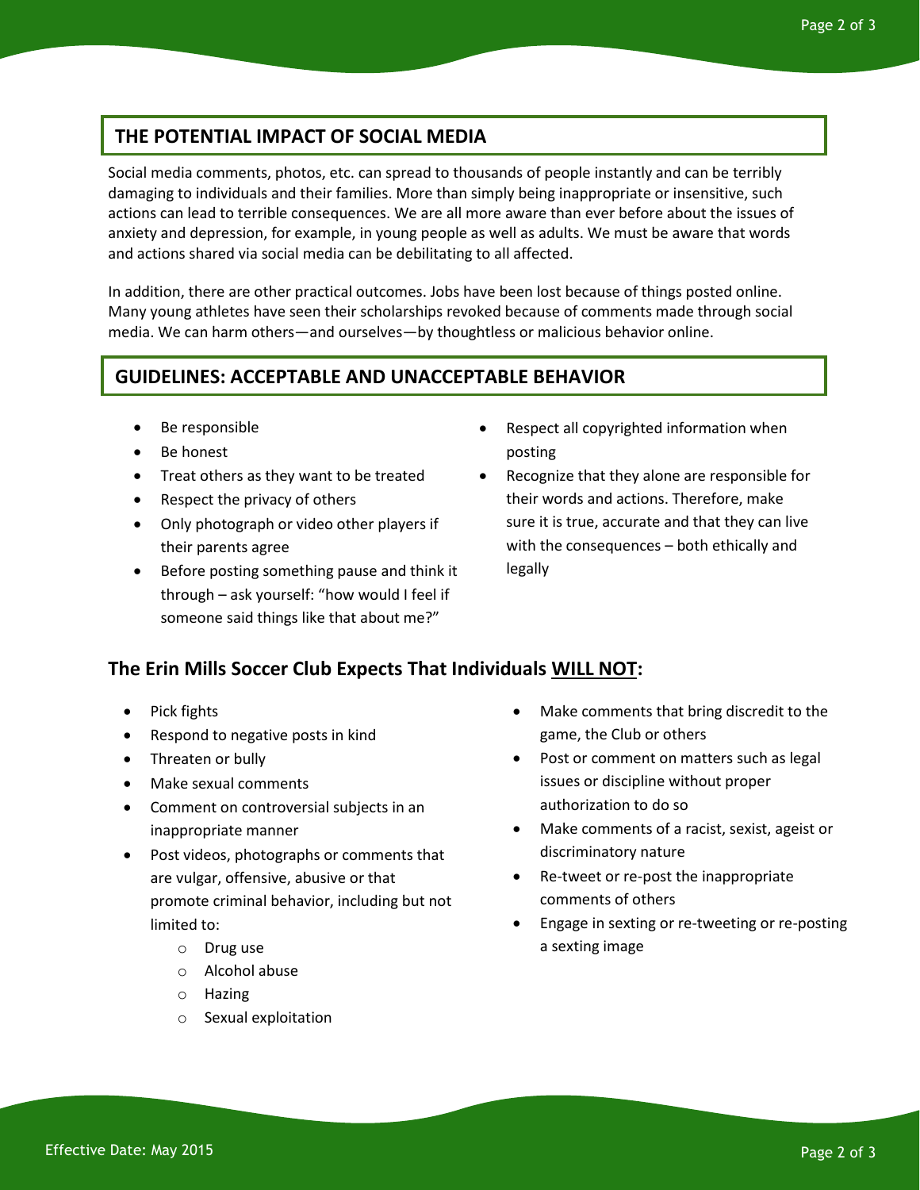## THE POTENTIAL IMPACT OF SOCIAL MEDIA

Social media comments, photos, etc. can spread to thousands of people instantly and can be terribly damaging to individuals and their families. More than simply being inappropriate or insensitive, such actions can lead to terrible consequences. We are all more aware than ever before about the issues of anxiety and depression, for example, in young people as well as adults. We must be aware that words and actions shared via social media can be debilitating to all affected.

In addition, there are other practical outcomes. Jobs have been lost because of things posted online. Many young athletes have seen their scholarships revoked because of comments made through social media. We can harm others—and ourselves—by thoughtless or malicious behavior online.

## GUIDELINES: ACCEPTABLE AND UNACCEPTABLE BEHAVIOR

- Be responsible
- Be honest
- Treat others as they want to be treated
- Respect the privacy of others
- Only photograph or video other players if their parents agree
- Before posting something pause and think it through – ask yourself: "how would I feel if someone said things like that about me?"
- Respect all copyrighted information when posting
- Recognize that they alone are responsible for their words and actions. Therefore, make sure it is true, accurate and that they can live with the consequences – both ethically and legally

### The Erin Mills Soccer Club Expects That Individuals <u>WILL NOT</u>:

- Pick fights
- Respond to negative posts in kind
- Threaten or bully
- Make sexual comments
- Comment on controversial subjects in an inappropriate manner
- Post videos, photographs or comments that are vulgar, offensive, abusive or that promote criminal behavior, including but not limited to:
    - Drug use
    - Alcohol abuse
    - Hazing
    - Sexual exploitation
- Make comments that bring discredit to the game, the Club or others
- Post or comment on matters such as legal issues or discipline without proper authorization to do so
- Make comments of a racist, sexist, ageist or discriminatory nature
- Re-tweet or re-post the inappropriate comments of others
- Engage in sexting or re-tweeting or re-posting a sexting image

Effective Date: May 2015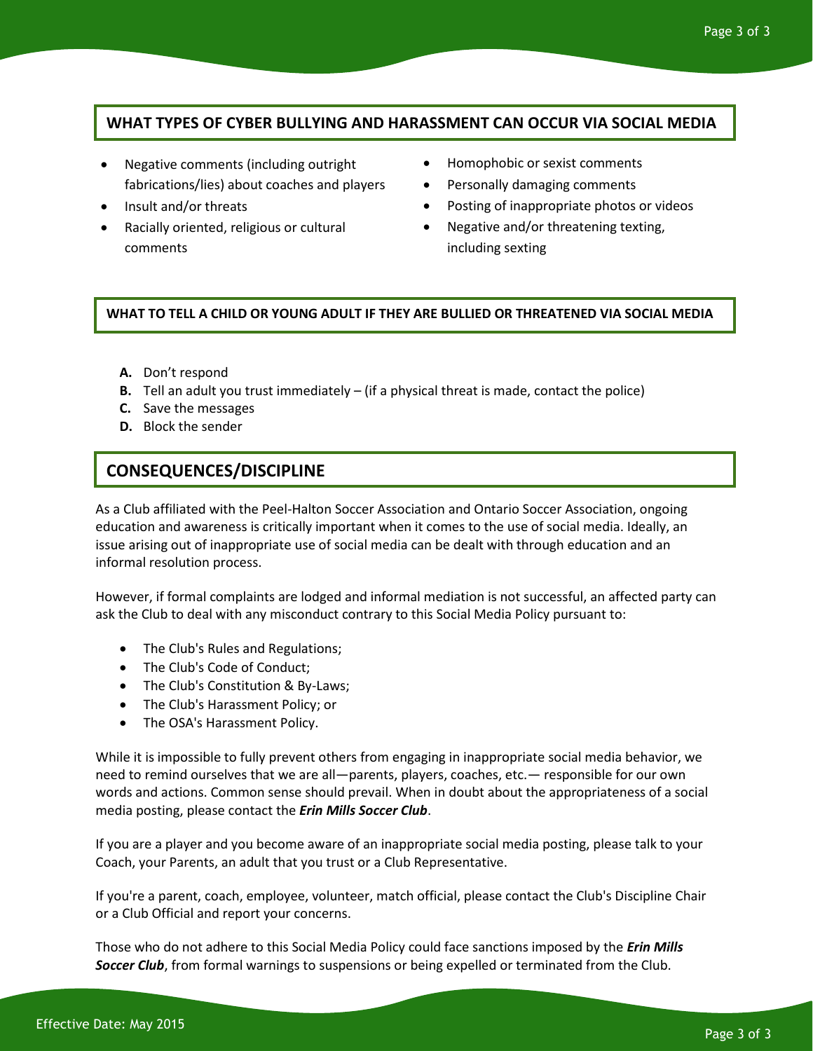## WHAT TYPES OF CYBER BULLYING AND HARASSMENT CAN OCCUR VIA SOCIAL MEDIA

- Negative comments (including outright fabrications/lies) about coaches and players
- Insult and/or threats
- Racially oriented, religious or cultural comments
- Homophobic or sexist comments
- Personally damaging comments
- Posting of inappropriate photos or videos
- Negative and/or threatening texting, including sexting

## WHAT TO TELL A CHILD OR YOUNG ADULT IF THEY ARE BULLIED OR THREATENED VIA SOCIAL MEDIA

**A.** Don't respond
**B.** Tell an adult you trust immediately – (if a physical threat is made, contact the police)
**C.** Save the messages
**D.** Block the sender

## CONSEQUENCES/DISCIPLINE

As a Club affiliated with the Peel-Halton Soccer Association and Ontario Soccer Association, ongoing education and awareness is critically important when it comes to the use of social media. Ideally, an issue arising out of inappropriate use of social media can be dealt with through education and an informal resolution process.

However, if formal complaints are lodged and informal mediation is not successful, an affected party can ask the Club to deal with any misconduct contrary to this Social Media Policy pursuant to:

- The Club's Rules and Regulations;
- The Club's Code of Conduct;
- The Club's Constitution & By-Laws;
- The Club's Harassment Policy; or
- The OSA's Harassment Policy.

While it is impossible to fully prevent others from engaging in inappropriate social media behavior, we need to remind ourselves that we are all—parents, players, coaches, etc.— responsible for our own words and actions. Common sense should prevail. When in doubt about the appropriateness of a social media posting, please contact the ***Erin Mills Soccer Club***.

If you are a player and you become aware of an inappropriate social media posting, please talk to your Coach, your Parents, an adult that you trust or a Club Representative.

If you're a parent, coach, employee, volunteer, match official, please contact the Club's Discipline Chair or a Club Official and report your concerns.

Those who do not adhere to this Social Media Policy could face sanctions imposed by the ***Erin Mills Soccer Club***, from formal warnings to suspensions or being expelled or terminated from the Club.

Effective Date: May 2015